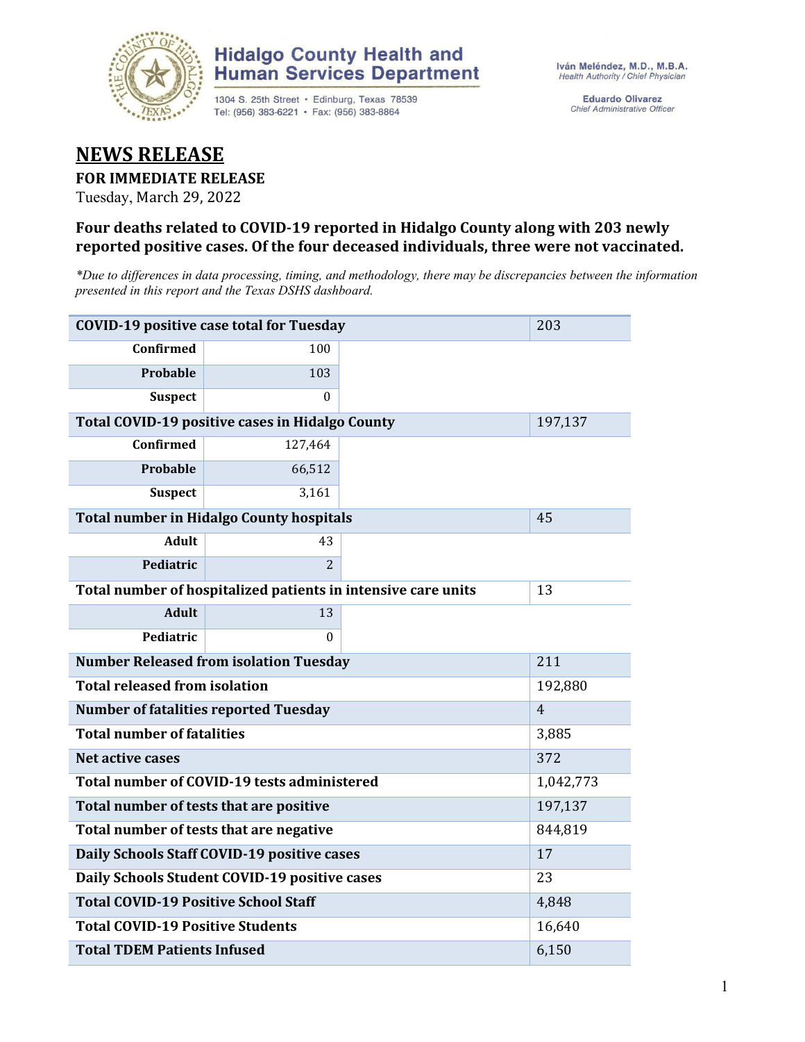Hidalgo County Health and Human Services Department

1304 S. 25th Street • Edinburg, Texas 78539
Tel: (956) 383-6221 • Fax: (956) 383-8864

Iván Meléndez, M.D., M.B.A.
*Health Authority / Chief Physician*

Eduardo Olivarez
*Chief Administrative Officer*

# NEWS RELEASE

**FOR IMMEDIATE RELEASE**

Tuesday, March 29, 2022

### Four deaths related to COVID-19 reported in Hidalgo County along with 203 newly reported positive cases. Of the four deceased individuals, three were not vaccinated.

*\*Due to differences in data processing, timing, and methodology, there may be discrepancies between the information presented in this report and the Texas DSHS dashboard.*

| | | | |
|---|---|---|---|
| **COVID-19 positive case total for Tuesday** | | | 203 |
| **Confirmed** | 100 | | |
| **Probable** | 103 | | |
| **Suspect** | 0 | | |
| **Total COVID-19 positive cases in Hidalgo County** | | | 197,137 |
| **Confirmed** | 127,464 | | |
| **Probable** | 66,512 | | |
| **Suspect** | 3,161 | | |
| **Total number in Hidalgo County hospitals** | | | 45 |
| **Adult** | 43 | | |
| **Pediatric** | 2 | | |
| **Total number of hospitalized patients in intensive care units** | | | 13 |
| **Adult** | 13 | | |
| **Pediatric** | 0 | | |
| **Number Released from isolation Tuesday** | | | 211 |
| **Total released from isolation** | | | 192,880 |
| **Number of fatalities reported Tuesday** | | | 4 |
| **Total number of fatalities** | | | 3,885 |
| **Net active cases** | | | 372 |
| **Total number of COVID-19 tests administered** | | | 1,042,773 |
| **Total number of tests that are positive** | | | 197,137 |
| **Total number of tests that are negative** | | | 844,819 |
| **Daily Schools Staff COVID-19 positive cases** | | | 17 |
| **Daily Schools Student COVID-19 positive cases** | | | 23 |
| **Total COVID-19 Positive School Staff** | | | 4,848 |
| **Total COVID-19 Positive Students** | | | 16,640 |
| **Total TDEM Patients Infused** | | | 6,150 |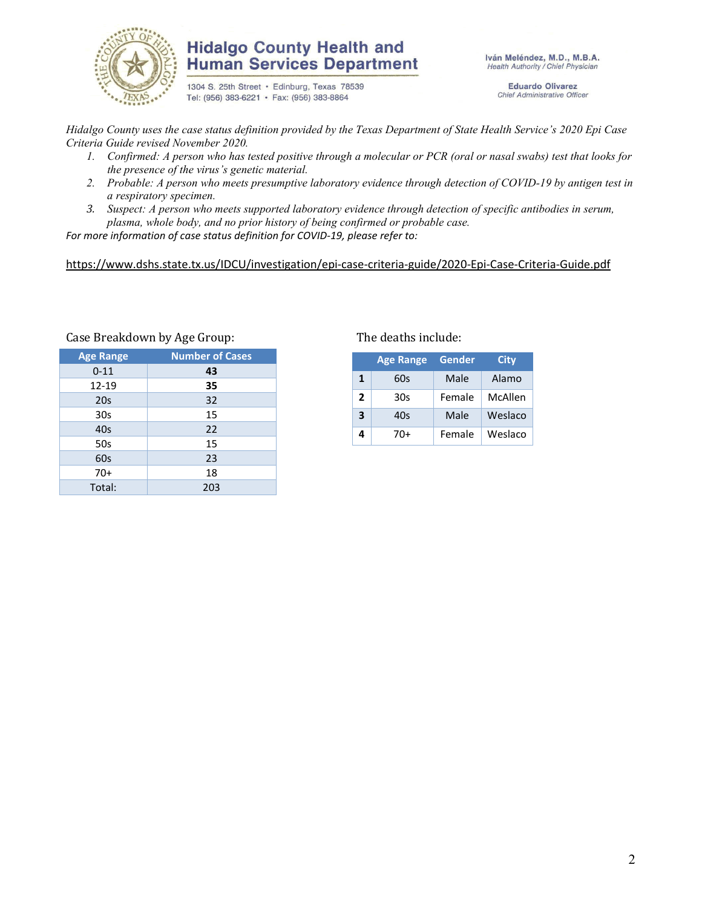# Hidalgo County Health and Human Services Department

1304 S. 25th Street • Edinburg, Texas 78539
Tel: (956) 383-6221 • Fax: (956) 383-8864

**Iván Meléndez, M.D., M.B.A.**
*Health Authority / Chief Physician*

**Eduardo Olivarez**
*Chief Administrative Officer*

*Hidalgo County uses the case status definition provided by the Texas Department of State Health Service's 2020 Epi Case Criteria Guide revised November 2020.*

1. *Confirmed: A person who has tested positive through a molecular or PCR (oral or nasal swabs) test that looks for the presence of the virus's genetic material.*
2. *Probable: A person who meets presumptive laboratory evidence through detection of COVID-19 by antigen test in a respiratory specimen.*
3. *Suspect: A person who meets supported laboratory evidence through detection of specific antibodies in serum, plasma, whole body, and no prior history of being confirmed or probable case.*

*For more information of case status definition for COVID-19, please refer to:*

https://www.dshs.state.tx.us/IDCU/investigation/epi-case-criteria-guide/2020-Epi-Case-Criteria-Guide.pdf

Case Breakdown by Age Group:

| Age Range | Number of Cases |
|---|---|
| 0-11 | **43** |
| 12-19 | **35** |
| 20s | 32 |
| 30s | 15 |
| 40s | 22 |
| 50s | 15 |
| 60s | 23 |
| 70+ | 18 |
| Total: | 203 |

The deaths include:

| | Age Range | Gender | City |
|---|---|---|---|
| **1** | 60s | Male | Alamo |
| **2** | 30s | Female | McAllen |
| **3** | 40s | Male | Weslaco |
| **4** | 70+ | Female | Weslaco |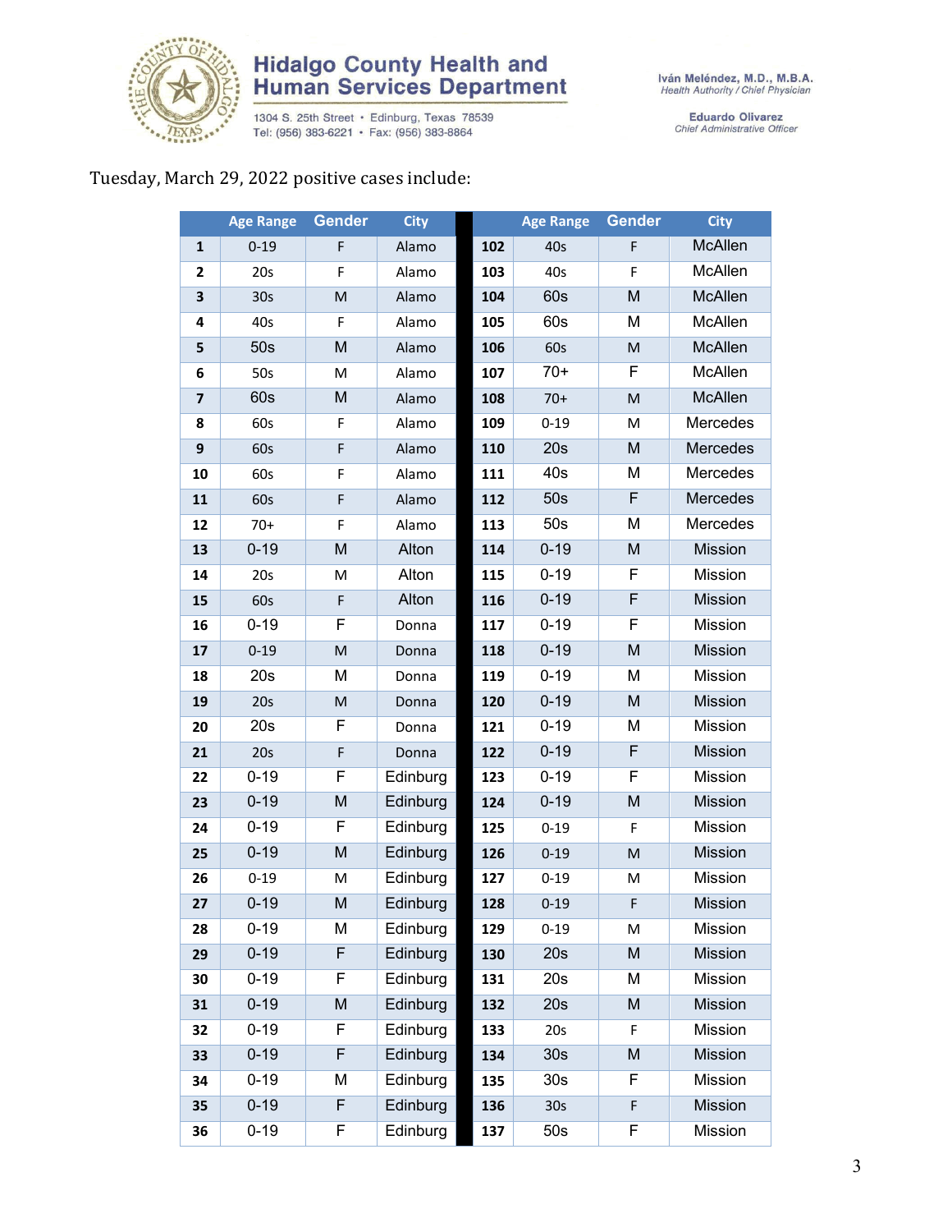Hidalgo County Health and Human Services Department

1304 S. 25th Street • Edinburg, Texas 78539
Tel: (956) 383-6221 • Fax: (956) 383-8864

Iván Meléndez, M.D., M.B.A.
*Health Authority / Chief Physician*

Eduardo Olivarez
*Chief Administrative Officer*

Tuesday, March 29, 2022 positive cases include:

| | Age Range | Gender | City | | Age Range | Gender | City |
|---|---|---|---|---|---|---|---|
| 1 | 0-19 | F | Alamo | 102 | 40s | F | McAllen |
| 2 | 20s | F | Alamo | 103 | 40s | F | McAllen |
| 3 | 30s | M | Alamo | 104 | 60s | M | McAllen |
| 4 | 40s | F | Alamo | 105 | 60s | M | McAllen |
| 5 | 50s | M | Alamo | 106 | 60s | M | McAllen |
| 6 | 50s | M | Alamo | 107 | 70+ | F | McAllen |
| 7 | 60s | M | Alamo | 108 | 70+ | M | McAllen |
| 8 | 60s | F | Alamo | 109 | 0-19 | M | Mercedes |
| 9 | 60s | F | Alamo | 110 | 20s | M | Mercedes |
| 10 | 60s | F | Alamo | 111 | 40s | M | Mercedes |
| 11 | 60s | F | Alamo | 112 | 50s | F | Mercedes |
| 12 | 70+ | F | Alamo | 113 | 50s | M | Mercedes |
| 13 | 0-19 | M | Alton | 114 | 0-19 | M | Mission |
| 14 | 20s | M | Alton | 115 | 0-19 | F | Mission |
| 15 | 60s | F | Alton | 116 | 0-19 | F | Mission |
| 16 | 0-19 | F | Donna | 117 | 0-19 | F | Mission |
| 17 | 0-19 | M | Donna | 118 | 0-19 | M | Mission |
| 18 | 20s | M | Donna | 119 | 0-19 | M | Mission |
| 19 | 20s | M | Donna | 120 | 0-19 | M | Mission |
| 20 | 20s | F | Donna | 121 | 0-19 | M | Mission |
| 21 | 20s | F | Donna | 122 | 0-19 | F | Mission |
| 22 | 0-19 | F | Edinburg | 123 | 0-19 | F | Mission |
| 23 | 0-19 | M | Edinburg | 124 | 0-19 | M | Mission |
| 24 | 0-19 | F | Edinburg | 125 | 0-19 | F | Mission |
| 25 | 0-19 | M | Edinburg | 126 | 0-19 | M | Mission |
| 26 | 0-19 | M | Edinburg | 127 | 0-19 | M | Mission |
| 27 | 0-19 | M | Edinburg | 128 | 0-19 | F | Mission |
| 28 | 0-19 | M | Edinburg | 129 | 0-19 | M | Mission |
| 29 | 0-19 | F | Edinburg | 130 | 20s | M | Mission |
| 30 | 0-19 | F | Edinburg | 131 | 20s | M | Mission |
| 31 | 0-19 | M | Edinburg | 132 | 20s | M | Mission |
| 32 | 0-19 | F | Edinburg | 133 | 20s | F | Mission |
| 33 | 0-19 | F | Edinburg | 134 | 30s | M | Mission |
| 34 | 0-19 | M | Edinburg | 135 | 30s | F | Mission |
| 35 | 0-19 | F | Edinburg | 136 | 30s | F | Mission |
| 36 | 0-19 | F | Edinburg | 137 | 50s | F | Mission |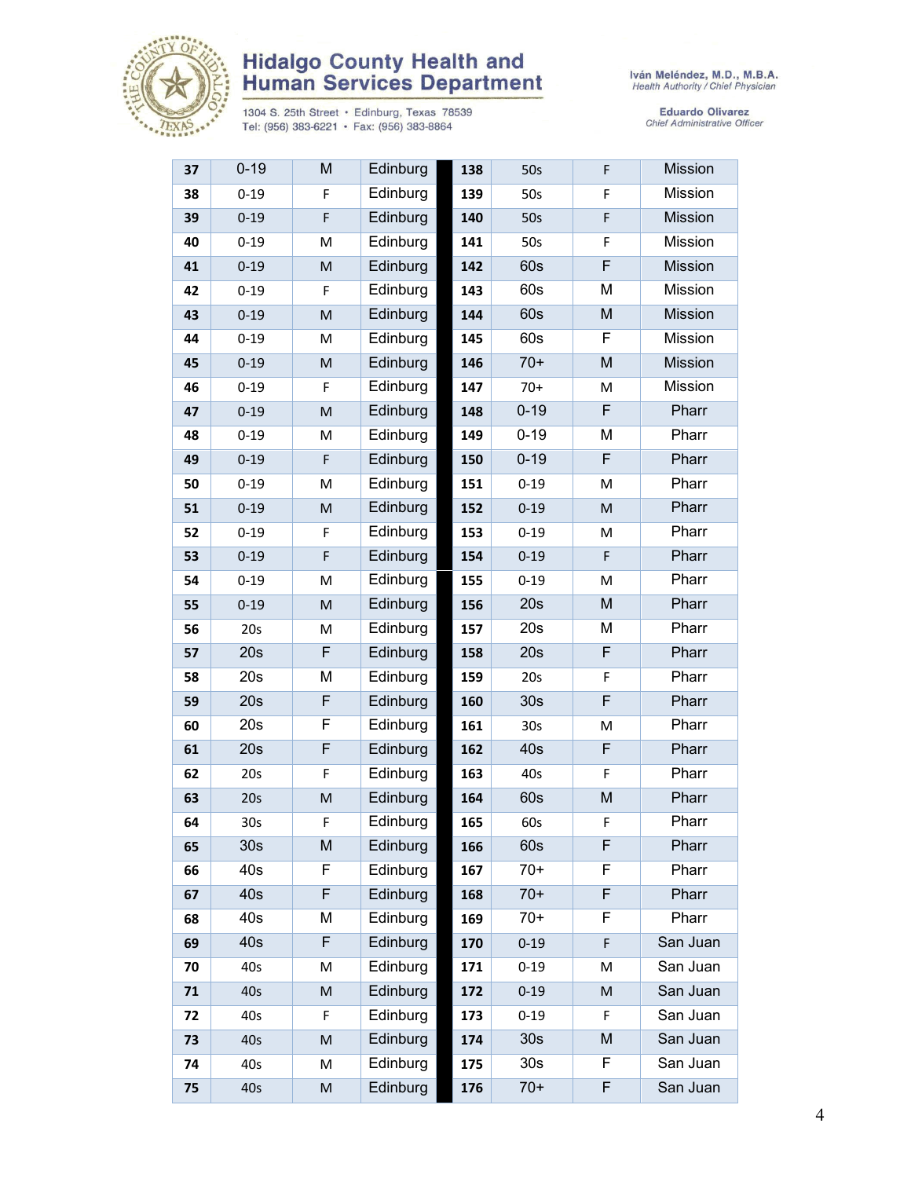# Hidalgo County Health and Human Services Department

1304 S. 25th Street • Edinburg, Texas 78539
Tel: (956) 383-6221 • Fax: (956) 383-8864

Iván Meléndez, M.D., M.B.A.
*Health Authority / Chief Physician*

Eduardo Olivarez
*Chief Administrative Officer*

| | | | | | | | |
|---|---|---|---|---|---|---|---|
| 37 | 0-19 | M | Edinburg | 138 | 50s | F | Mission |
| 38 | 0-19 | F | Edinburg | 139 | 50s | F | Mission |
| 39 | 0-19 | F | Edinburg | 140 | 50s | F | Mission |
| 40 | 0-19 | M | Edinburg | 141 | 50s | F | Mission |
| 41 | 0-19 | M | Edinburg | 142 | 60s | F | Mission |
| 42 | 0-19 | F | Edinburg | 143 | 60s | M | Mission |
| 43 | 0-19 | M | Edinburg | 144 | 60s | M | Mission |
| 44 | 0-19 | M | Edinburg | 145 | 60s | F | Mission |
| 45 | 0-19 | M | Edinburg | 146 | 70+ | M | Mission |
| 46 | 0-19 | F | Edinburg | 147 | 70+ | M | Mission |
| 47 | 0-19 | M | Edinburg | 148 | 0-19 | F | Pharr |
| 48 | 0-19 | M | Edinburg | 149 | 0-19 | M | Pharr |
| 49 | 0-19 | F | Edinburg | 150 | 0-19 | F | Pharr |
| 50 | 0-19 | M | Edinburg | 151 | 0-19 | M | Pharr |
| 51 | 0-19 | M | Edinburg | 152 | 0-19 | M | Pharr |
| 52 | 0-19 | F | Edinburg | 153 | 0-19 | M | Pharr |
| 53 | 0-19 | F | Edinburg | 154 | 0-19 | F | Pharr |
| 54 | 0-19 | M | Edinburg | 155 | 0-19 | M | Pharr |
| 55 | 0-19 | M | Edinburg | 156 | 20s | M | Pharr |
| 56 | 20s | M | Edinburg | 157 | 20s | M | Pharr |
| 57 | 20s | F | Edinburg | 158 | 20s | F | Pharr |
| 58 | 20s | M | Edinburg | 159 | 20s | F | Pharr |
| 59 | 20s | F | Edinburg | 160 | 30s | F | Pharr |
| 60 | 20s | F | Edinburg | 161 | 30s | M | Pharr |
| 61 | 20s | F | Edinburg | 162 | 40s | F | Pharr |
| 62 | 20s | F | Edinburg | 163 | 40s | F | Pharr |
| 63 | 20s | M | Edinburg | 164 | 60s | M | Pharr |
| 64 | 30s | F | Edinburg | 165 | 60s | F | Pharr |
| 65 | 30s | M | Edinburg | 166 | 60s | F | Pharr |
| 66 | 40s | F | Edinburg | 167 | 70+ | F | Pharr |
| 67 | 40s | F | Edinburg | 168 | 70+ | F | Pharr |
| 68 | 40s | M | Edinburg | 169 | 70+ | F | Pharr |
| 69 | 40s | F | Edinburg | 170 | 0-19 | F | San Juan |
| 70 | 40s | M | Edinburg | 171 | 0-19 | M | San Juan |
| 71 | 40s | M | Edinburg | 172 | 0-19 | M | San Juan |
| 72 | 40s | F | Edinburg | 173 | 0-19 | F | San Juan |
| 73 | 40s | M | Edinburg | 174 | 30s | M | San Juan |
| 74 | 40s | M | Edinburg | 175 | 30s | F | San Juan |
| 75 | 40s | M | Edinburg | 176 | 70+ | F | San Juan |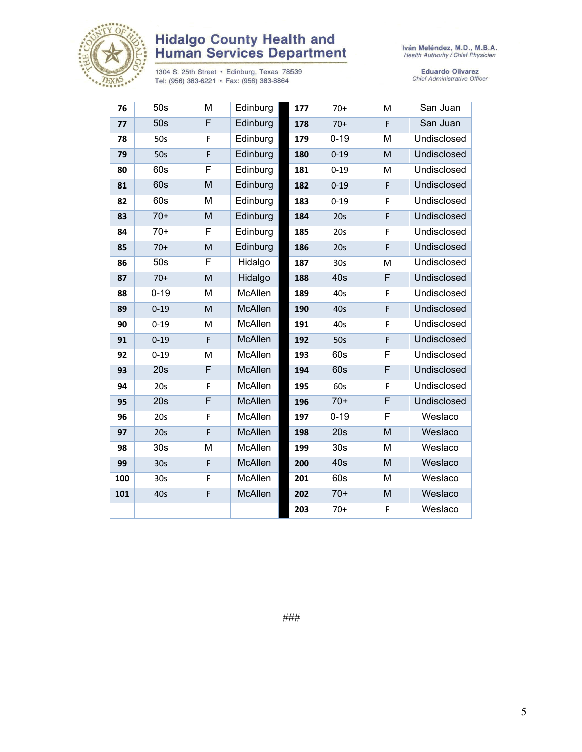| | | | | | | | |
|---|---|---|---|---|---|---|---|
| **76** | 50s | M | Edinburg | **177** | 70+ | M | San Juan |
| **77** | 50s | F | Edinburg | **178** | 70+ | F | San Juan |
| **78** | 50s | F | Edinburg | **179** | 0-19 | M | Undisclosed |
| **79** | 50s | F | Edinburg | **180** | 0-19 | M | Undisclosed |
| **80** | 60s | F | Edinburg | **181** | 0-19 | M | Undisclosed |
| **81** | 60s | M | Edinburg | **182** | 0-19 | F | Undisclosed |
| **82** | 60s | M | Edinburg | **183** | 0-19 | F | Undisclosed |
| **83** | 70+ | M | Edinburg | **184** | 20s | F | Undisclosed |
| **84** | 70+ | F | Edinburg | **185** | 20s | F | Undisclosed |
| **85** | 70+ | M | Edinburg | **186** | 20s | F | Undisclosed |
| **86** | 50s | F | Hidalgo | **187** | 30s | M | Undisclosed |
| **87** | 70+ | M | Hidalgo | **188** | 40s | F | Undisclosed |
| **88** | 0-19 | M | McAllen | **189** | 40s | F | Undisclosed |
| **89** | 0-19 | M | McAllen | **190** | 40s | F | Undisclosed |
| **90** | 0-19 | M | McAllen | **191** | 40s | F | Undisclosed |
| **91** | 0-19 | F | McAllen | **192** | 50s | F | Undisclosed |
| **92** | 0-19 | M | McAllen | **193** | 60s | F | Undisclosed |
| **93** | 20s | F | McAllen | **194** | 60s | F | Undisclosed |
| **94** | 20s | F | McAllen | **195** | 60s | F | Undisclosed |
| **95** | 20s | F | McAllen | **196** | 70+ | F | Undisclosed |
| **96** | 20s | F | McAllen | **197** | 0-19 | F | Weslaco |
| **97** | 20s | F | McAllen | **198** | 20s | M | Weslaco |
| **98** | 30s | M | McAllen | **199** | 30s | M | Weslaco |
| **99** | 30s | F | McAllen | **200** | 40s | M | Weslaco |
| **100** | 30s | F | McAllen | **201** | 60s | M | Weslaco |
| **101** | 40s | F | McAllen | **202** | 70+ | M | Weslaco |
| | | | | **203** | 70+ | F | Weslaco |

###